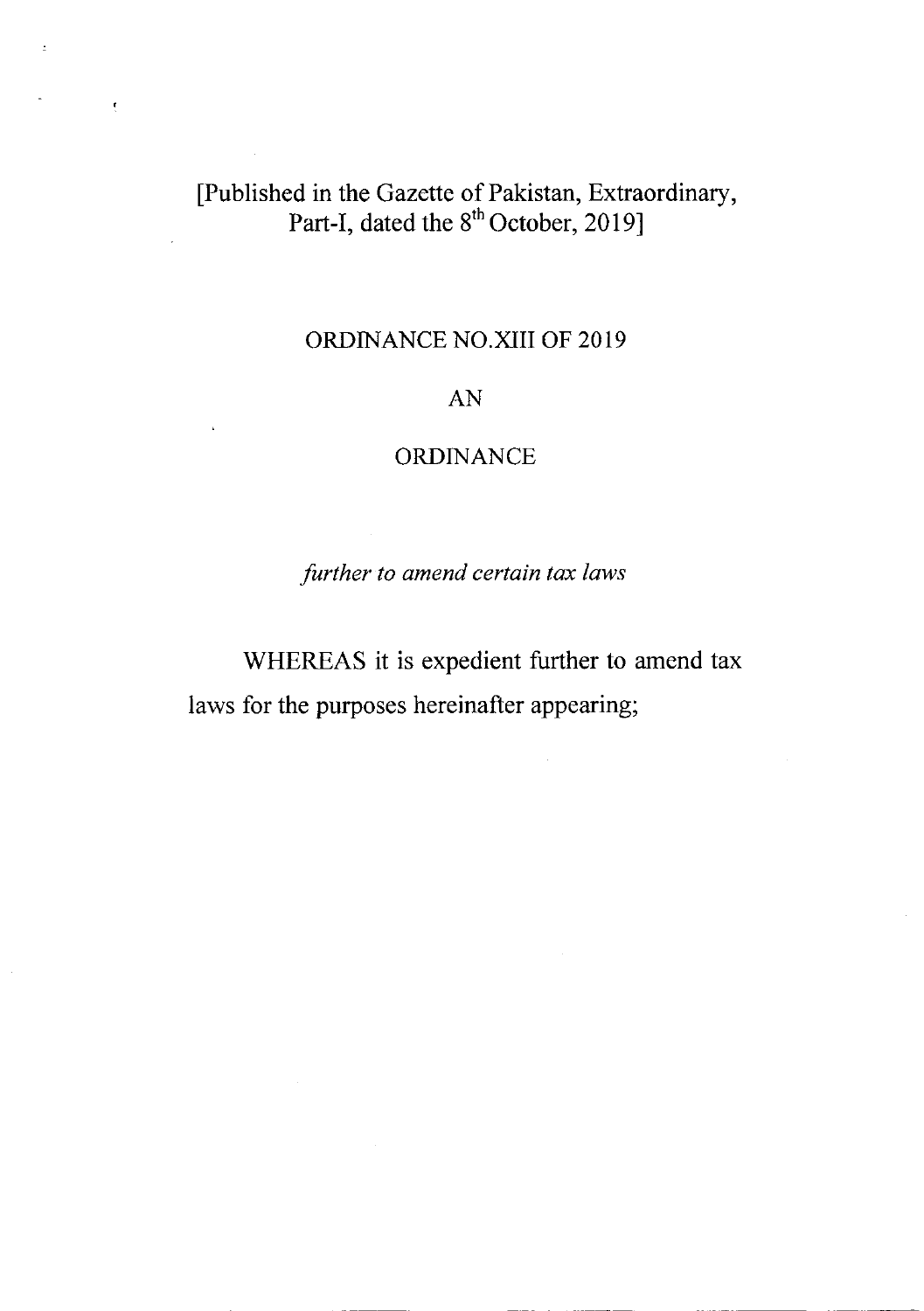[Published in the Gazette of Pakistan, Extraordinary, Part-I, dated the 8th October, 2019]

# ORDINANCE NO.XIII OF 2019

## AN

## ORDINANCE

*further to amend certain tax laws*

WHEREAS it is expedient further to amend tax laws for the purposes hereinafter appearing;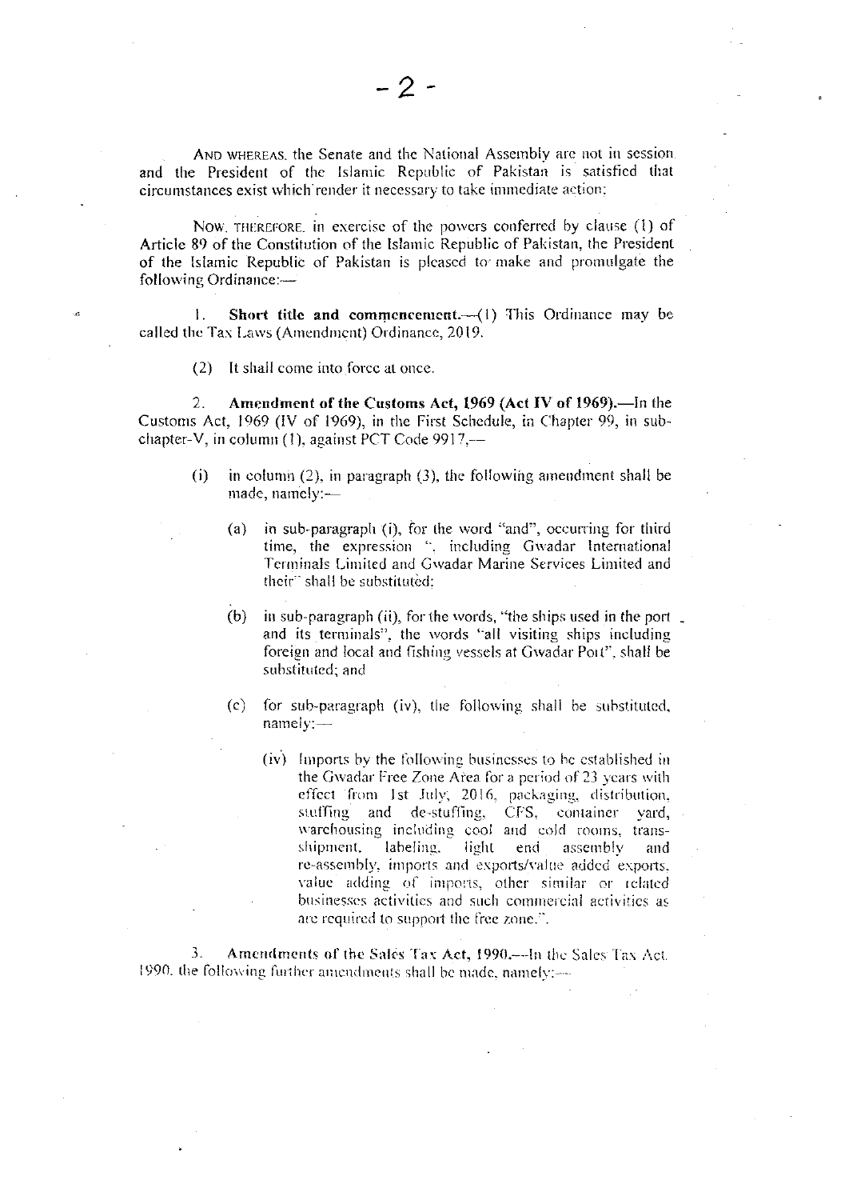AND WHEREAS, the Senate and the National Assembly are not in session and the President of the Islamic Republic of Pakistan is satisfied that circumstances exist which render it necessary to take immediate action;

NOW, THEREFORE, in exercise of the powers conferred by clause (1) of Article 89 of the Constitution of the Islamic Republic of Pakistan, the President of the Islamic Republic of Pakistan is pleased to make and promulgate the following Ordinance:—

1. **Short title and commencement.**—(1) This Ordinance may be called the Tax Laws (Amendment) Ordinance, 2019.

(2) It shall come into force at once.

2. **Amendment of the Customs Act, 1969 (Act IV of 1969).**—In the Customs Act, 1969 (IV of 1969), in the First Schedule, in Chapter 99, in sub-chapter-V, in column (1), against PCT Code 9917,—

(i) in column (2), in paragraph (3), the following amendment shall be made, namely:—

(a) in sub-paragraph (i), for the word "and", occurring for third time, the expression ", including Gwadar International Terminals Limited and Gwadar Marine Services Limited and their" shall be substituted;

(b) in sub-paragraph (ii), for the words, "the ships used in the port and its terminals", the words "all visiting ships including foreign and local and fishing vessels at Gwadar Port", shall be substituted; and

(c) for sub-paragraph (iv), the following shall be substituted, namely:—

(iv) Imports by the following businesses to be established in the Gwadar Free Zone Area for a period of 23 years with effect from 1st July, 2016, packaging, distribution, stuffing and de-stuffing, CFS, container yard, warehousing including cool and cold rooms, trans-shipment, labeling, light end assembly and re-assembly, imports and exports/value added exports, value adding of imports, other similar or related businesses activities and such commercial activities as are required to support the free zone.".

3. **Amendments of the Sales Tax Act, 1990.**—In the Sales Tax Act, 1990, the following further amendments shall be made, namely:—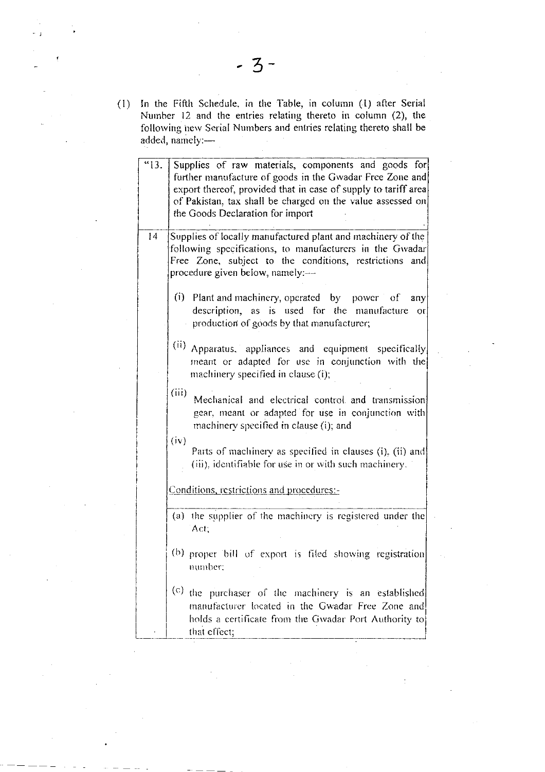(l) In the Fifth Schedule, in the Table, in column (1) after Serial Number 12 and the entries relating thereto in column (2), the following new Serial Numbers and entries relating thereto shall be added, namely:—

| | |
|---|---|
| "13. | Supplies of raw materials, components and goods for further manufacture of goods in the Gwadar Free Zone and export thereof, provided that in case of supply to tariff area of Pakistan, tax shall be charged on the value assessed on the Goods Declaration for import |
| 14 | Supplies of locally manufactured plant and machinery of the following specifications, to manufacturers in the Gwadar Free Zone, subject to the conditions, restrictions and procedure given below, namely:—<br><br>(i) Plant and machinery, operated by power of any description, as is used for the manufacture or production of goods by that manufacturer;<br><br>(ii) Apparatus, appliances and equipment specifically meant or adapted for use in conjunction with the machinery specified in clause (i);<br><br>(iii) Mechanical and electrical control and transmission gear, meant or adapted for use in conjunction with machinery specified in clause (i); and<br><br>(iv) Parts of machinery as specified in clauses (i), (ii) and (iii), identifiable for use in or with such machinery.<br><br>Conditions, restrictions and procedures:- |
| | (a) the supplier of the machinery is registered under the Act;<br><br>(b) proper bill of export is filed showing registration number;<br><br>(c) the purchaser of the machinery is an established manufacturer located in the Gwadar Free Zone and holds a certificate from the Gwadar Port Authority to that effect; |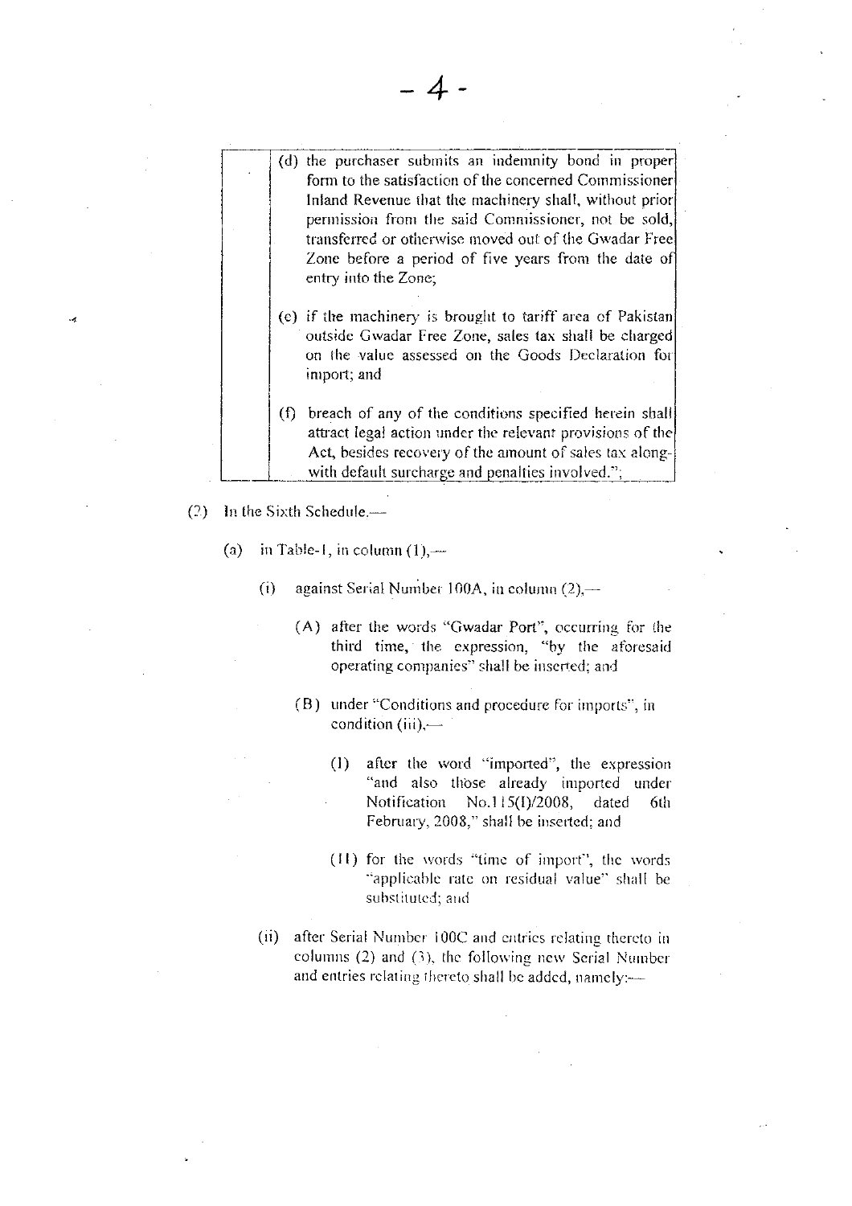|   | (d) the purchaser submits an indemnity bond in proper form to the satisfaction of the concerned Commissioner Inland Revenue that the machinery shall, without prior permission from the said Commissioner, not be sold, transferred or otherwise moved out of the Gwadar Free Zone before a period of five years from the date of entry into the Zone;<br><br>(e) if the machinery is brought to tariff area of Pakistan outside Gwadar Free Zone, sales tax shall be charged on the value assessed on the Goods Declaration for import; and<br><br>(f) breach of any of the conditions specified herein shall attract legal action under the relevant provisions of the Act, besides recovery of the amount of sales tax along-with default surcharge and penalties involved."; |
|---|---|

(2) In the Sixth Schedule,—

(a) in Table-I, in column (1),—

(i) against Serial Number 100A, in column (2),—

(A) after the words "Gwadar Port", occurring for the third time, the expression, "by the aforesaid operating companies" shall be inserted; and

(B) under "Conditions and procedure for imports", in condition (iii),—

(I) after the word "imported", the expression "and also those already imported under Notification No.115(I)/2008, dated 6th February, 2008," shall be inserted; and

(II) for the words "time of import", the words "applicable rate on residual value" shall be substituted; and

(ii) after Serial Number 100C and entries relating thereto in columns (2) and (3), the following new Serial Number and entries relating thereto shall be added, namely:—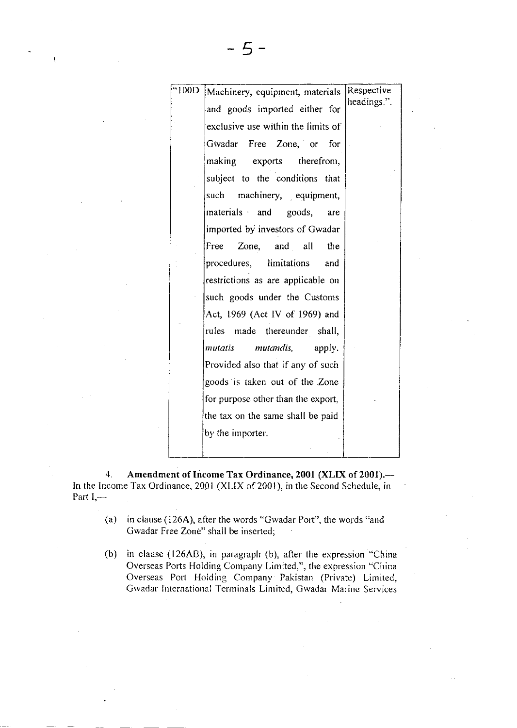| "100D | Machinery, equipment, materials and goods imported either for exclusive use within the limits of Gwadar Free Zone, or for making exports therefrom, subject to the conditions that such machinery, equipment, materials and goods, are imported by investors of Gwadar Free Zone, and all the procedures, limitations and restrictions as are applicable on such goods under the Customs Act, 1969 (Act IV of 1969) and rules made thereunder shall, *mutatis mutandis,* apply. Provided also that if any of such goods is taken out of the Zone for purpose other than the export, the tax on the same shall be paid by the importer. | Respective headings.". |
|---|---|---|

4. **Amendment of Income Tax Ordinance, 2001 (XLIX of 2001).**— In the Income Tax Ordinance, 2001 (XLIX of 2001), in the Second Schedule, in Part I,—

(a) in clause (126A), after the words "Gwadar Port", the words "and Gwadar Free Zone" shall be inserted;

(b) in clause (126AB), in paragraph (b), after the expression "China Overseas Ports Holding Company Limited,", the expression "China Overseas Port Holding Company Pakistan (Private) Limited, Gwadar International Terminals Limited, Gwadar Marine Services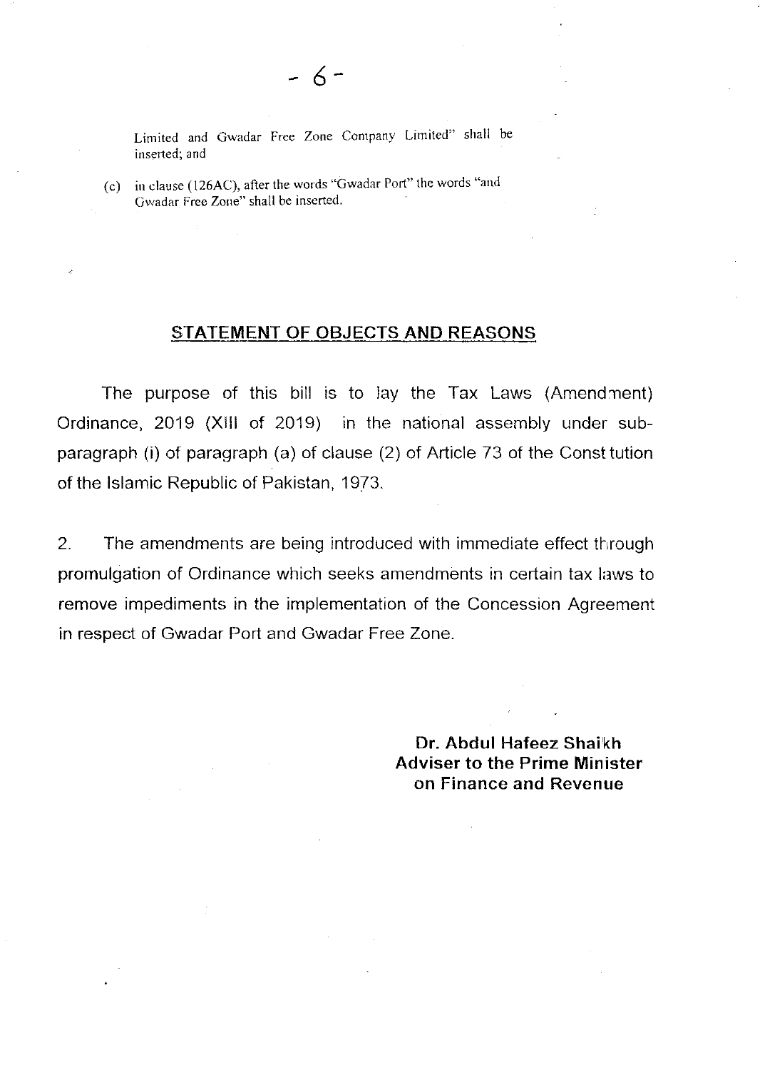Limited and Gwadar Free Zone Company Limited" shall be inserted; and

(c) in clause (126AC), after the words "Gwadar Port" the words "and Gwadar Free Zone" shall be inserted.

## STATEMENT OF OBJECTS AND REASONS

The purpose of this bill is to lay the Tax Laws (Amendment) Ordinance, 2019 (XIII of 2019) in the national assembly under sub-paragraph (i) of paragraph (a) of clause (2) of Article 73 of the Constitution of the Islamic Republic of Pakistan, 1973.

2. The amendments are being introduced with immediate effect through promulgation of Ordinance which seeks amendments in certain tax laws to remove impediments in the implementation of the Concession Agreement in respect of Gwadar Port and Gwadar Free Zone.

**Dr. Abdul Hafeez Shaikh**
**Adviser to the Prime Minister**
**on Finance and Revenue**